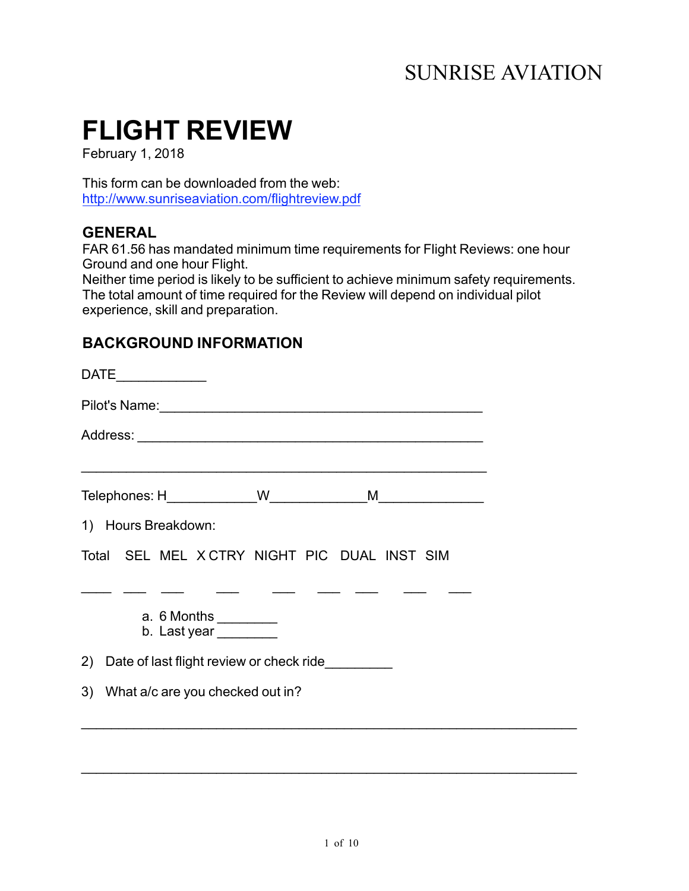SUNRISE AVIATION

# FLIGHT REVIEW

February 1, 2018

This form can be downloaded from the web:
http://www.sunriseaviation.com/flightreview.pdf

## GENERAL

FAR 61.56 has mandated minimum time requirements for Flight Reviews: one hour Ground and one hour Flight.
Neither time period is likely to be sufficient to achieve minimum safety requirements. The total amount of time required for the Review will depend on individual pilot experience, skill and preparation.

## BACKGROUND INFORMATION

DATE____________

Pilot's Name:___________________________________________

Address: ______________________________________________

_______________________________________________________

Telephones: H____________W_____________M______________

1) Hours Breakdown:

| Total | SEL | MEL | X CTRY | NIGHT | PIC | DUAL | INST | SIM |
|---|---|---|---|---|---|---|---|---|
| ____ | ___ | ___ | ___ | ___ | ___ | ___ | ___ | ___ |

   a. 6 Months ________
   b. Last year ________

2) Date of last flight review or check ride_________

3) What a/c are you checked out in?

_______________________________________________________________

_______________________________________________________________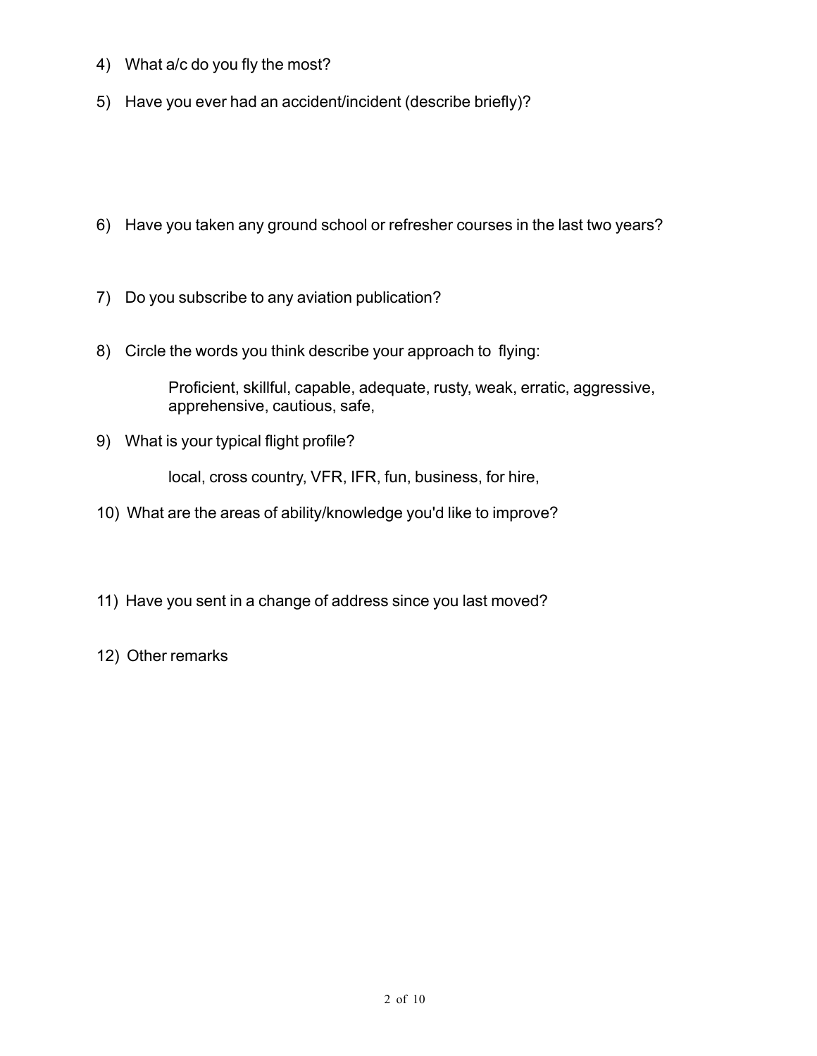4) What a/c do you fly the most?

5) Have you ever had an accident/incident (describe briefly)?

6) Have you taken any ground school or refresher courses in the last two years?

7) Do you subscribe to any aviation publication?

8) Circle the words you think describe your approach to flying:

   Proficient, skillful, capable, adequate, rusty, weak, erratic, aggressive, apprehensive, cautious, safe,

9) What is your typical flight profile?

   local, cross country, VFR, IFR, fun, business, for hire,

10) What are the areas of ability/knowledge you'd like to improve?

11) Have you sent in a change of address since you last moved?

12) Other remarks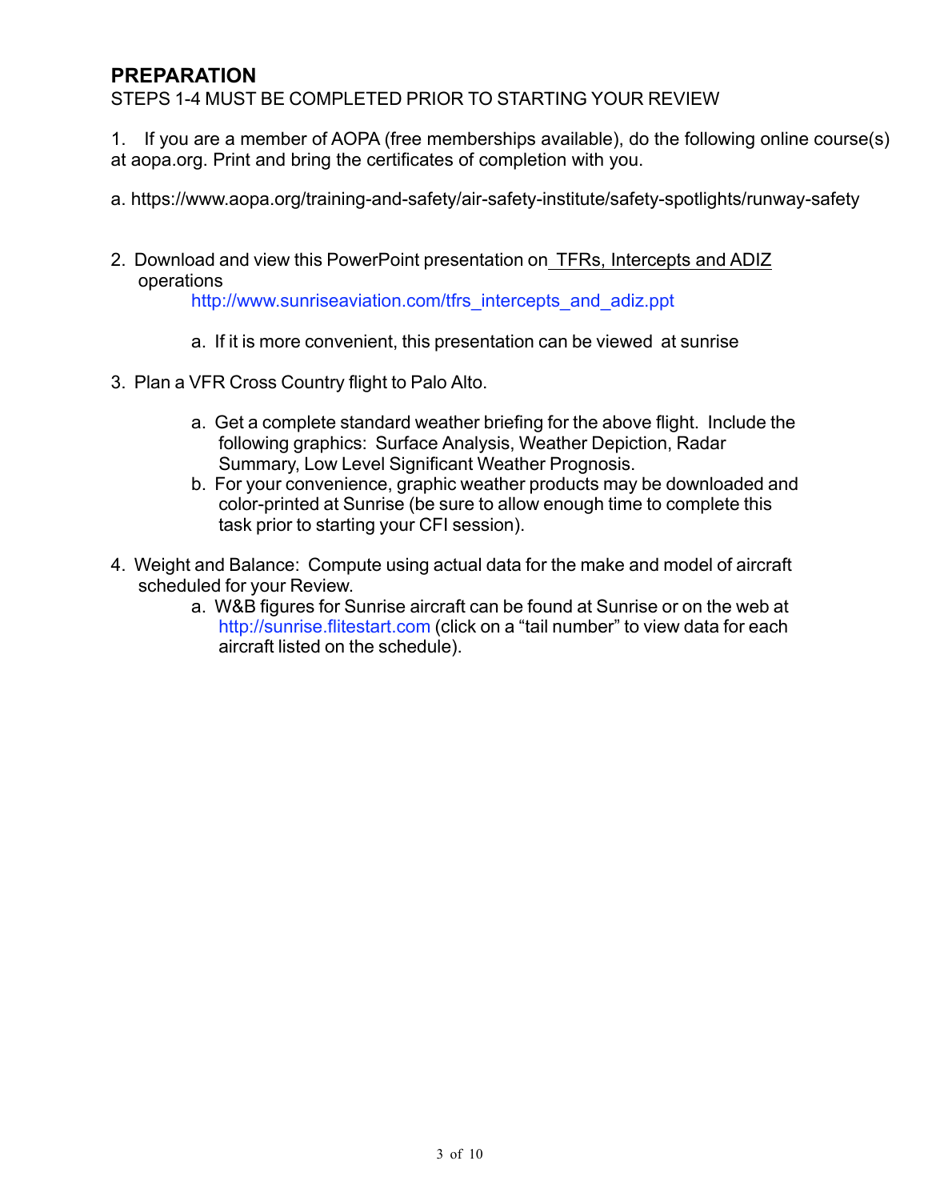## PREPARATION

STEPS 1-4 MUST BE COMPLETED PRIOR TO STARTING YOUR REVIEW

1. If you are a member of AOPA (free memberships available), do the following online course(s) at aopa.org. Print and bring the certificates of completion with you.

   a. https://www.aopa.org/training-and-safety/air-safety-institute/safety-spotlights/runway-safety

2. Download and view this PowerPoint presentation on TFRs, Intercepts and ADIZ operations
   http://www.sunriseaviation.com/tfrs_intercepts_and_adiz.ppt

   a. If it is more convenient, this presentation can be viewed at sunrise

3. Plan a VFR Cross Country flight to Palo Alto.

   a. Get a complete standard weather briefing for the above flight. Include the following graphics: Surface Analysis, Weather Depiction, Radar Summary, Low Level Significant Weather Prognosis.
   b. For your convenience, graphic weather products may be downloaded and color-printed at Sunrise (be sure to allow enough time to complete this task prior to starting your CFI session).

4. Weight and Balance: Compute using actual data for the make and model of aircraft scheduled for your Review.

   a. W&B figures for Sunrise aircraft can be found at Sunrise or on the web at http://sunrise.flitestart.com (click on a "tail number" to view data for each aircraft listed on the schedule).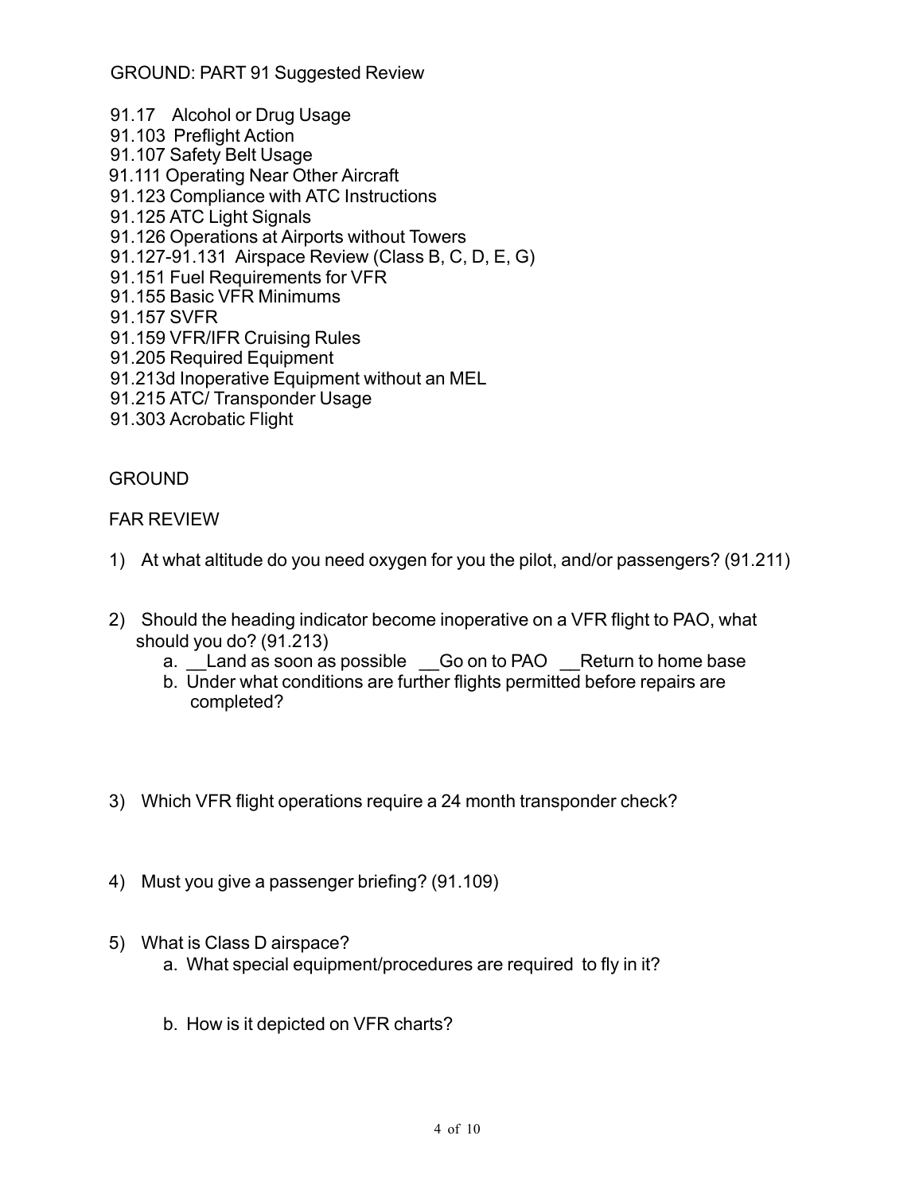GROUND: PART 91 Suggested Review

91.17 Alcohol or Drug Usage
91.103 Preflight Action
91.107 Safety Belt Usage
91.111 Operating Near Other Aircraft
91.123 Compliance with ATC Instructions
91.125 ATC Light Signals
91.126 Operations at Airports without Towers
91.127-91.131 Airspace Review (Class B, C, D, E, G)
91.151 Fuel Requirements for VFR
91.155 Basic VFR Minimums
91.157 SVFR
91.159 VFR/IFR Cruising Rules
91.205 Required Equipment
91.213d Inoperative Equipment without an MEL
91.215 ATC/ Transponder Usage
91.303 Acrobatic Flight

GROUND

FAR REVIEW

1) At what altitude do you need oxygen for you the pilot, and/or passengers? (91.211)

2) Should the heading indicator become inoperative on a VFR flight to PAO, what should you do? (91.213)
   a. __Land as soon as possible __Go on to PAO __Return to home base
   b. Under what conditions are further flights permitted before repairs are completed?

3) Which VFR flight operations require a 24 month transponder check?

4) Must you give a passenger briefing? (91.109)

5) What is Class D airspace?
   a. What special equipment/procedures are required to fly in it?
   b. How is it depicted on VFR charts?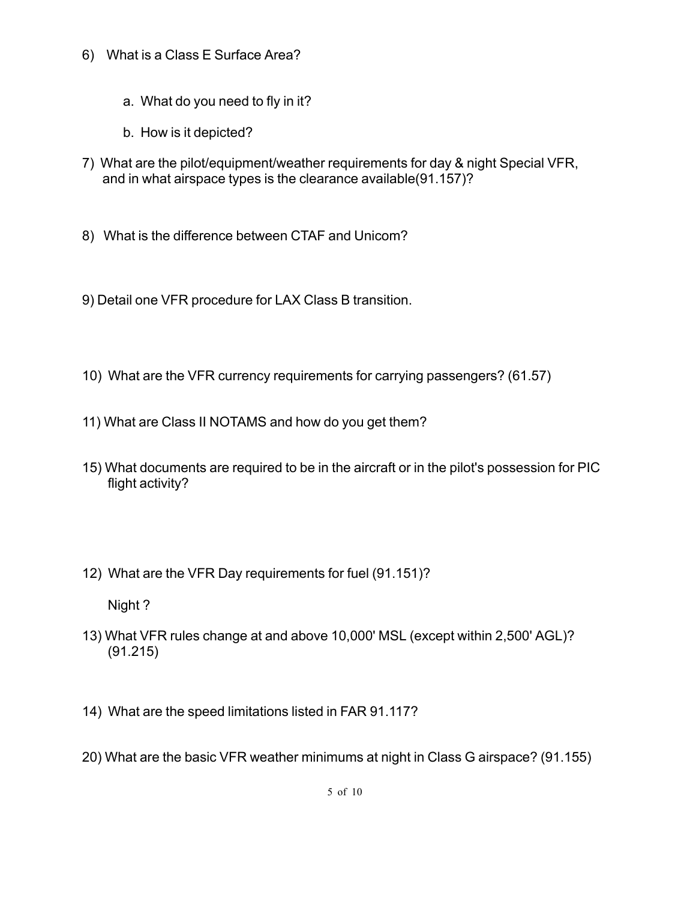6) What is a Class E Surface Area?

   a. What do you need to fly in it?

   b. How is it depicted?

7) What are the pilot/equipment/weather requirements for day & night Special VFR, and in what airspace types is the clearance available(91.157)?

8) What is the difference between CTAF and Unicom?

9) Detail one VFR procedure for LAX Class B transition.

10) What are the VFR currency requirements for carrying passengers? (61.57)

11) What are Class II NOTAMS and how do you get them?

15) What documents are required to be in the aircraft or in the pilot's possession for PIC flight activity?

12) What are the VFR Day requirements for fuel (91.151)?

   Night ?

13) What VFR rules change at and above 10,000' MSL (except within 2,500' AGL)? (91.215)

14) What are the speed limitations listed in FAR 91.117?

20) What are the basic VFR weather minimums at night in Class G airspace? (91.155)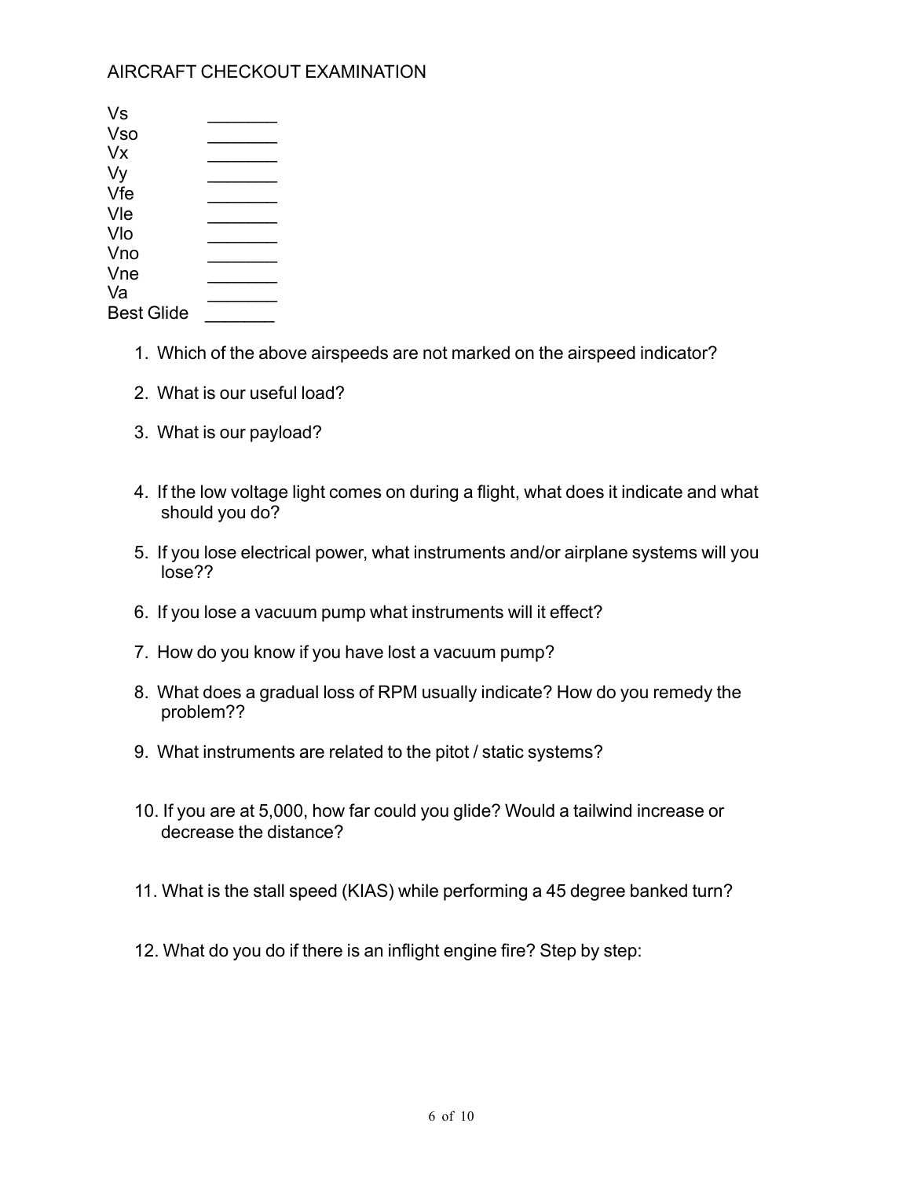# AIRCRAFT CHECKOUT EXAMINATION

| | |
|---|---|
| Vs | _______ |
| Vso | _______ |
| Vx | _______ |
| Vy | _______ |
| Vfe | _______ |
| Vle | _______ |
| Vlo | _______ |
| Vno | _______ |
| Vne | _______ |
| Va | _______ |
| Best Glide | _______ |

1. Which of the above airspeeds are not marked on the airspeed indicator?
2. What is our useful load?
3. What is our payload?
4. If the low voltage light comes on during a flight, what does it indicate and what should you do?
5. If you lose electrical power, what instruments and/or airplane systems will you lose??
6. If you lose a vacuum pump what instruments will it effect?
7. How do you know if you have lost a vacuum pump?
8. What does a gradual loss of RPM usually indicate? How do you remedy the problem??
9. What instruments are related to the pitot / static systems?
10. If you are at 5,000, how far could you glide? Would a tailwind increase or decrease the distance?
11. What is the stall speed (KIAS) while performing a 45 degree banked turn?
12. What do you do if there is an inflight engine fire? Step by step: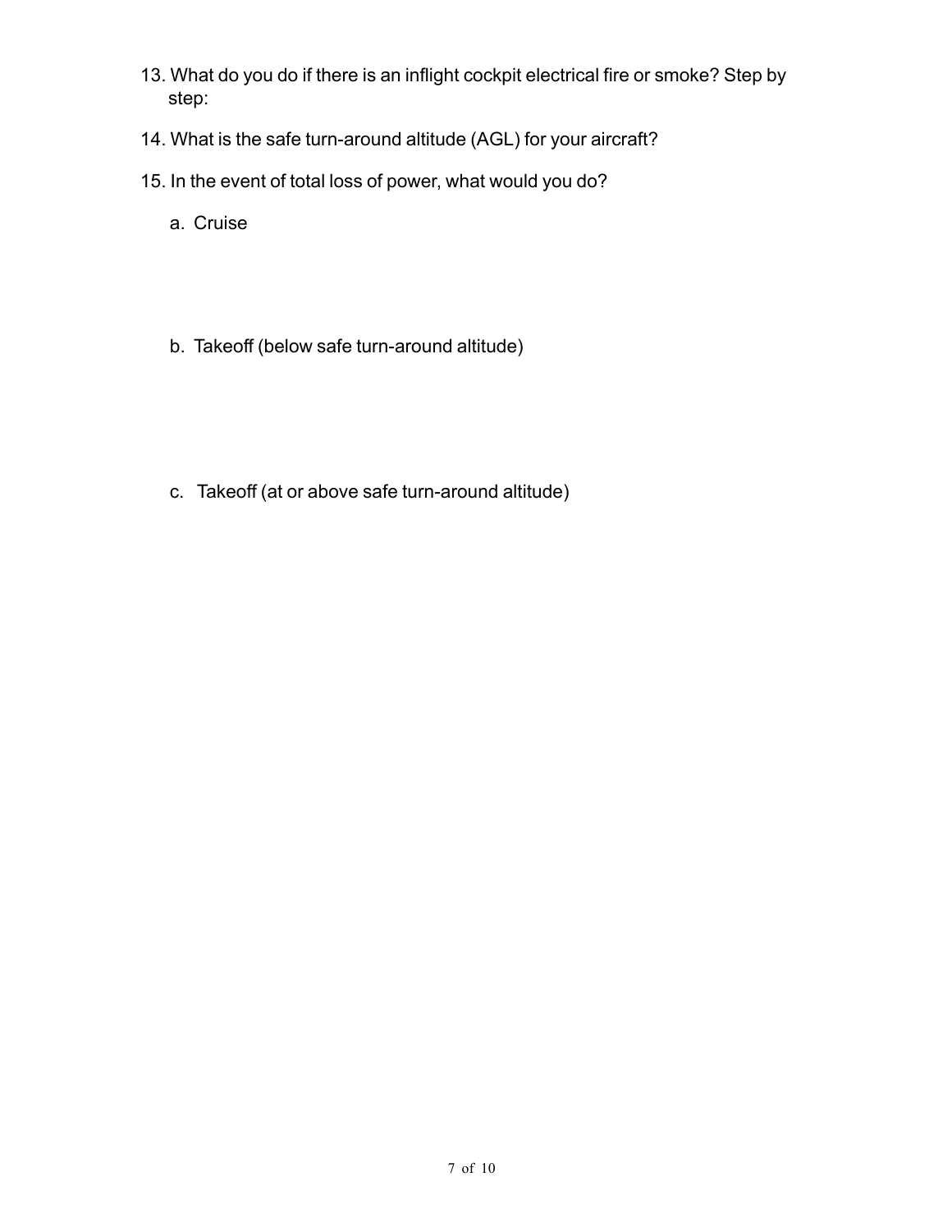13. What do you do if there is an inflight cockpit electrical fire or smoke? Step by step:

14. What is the safe turn-around altitude (AGL) for your aircraft?

15. In the event of total loss of power, what would you do?

    a. Cruise

    b. Takeoff (below safe turn-around altitude)

    c. Takeoff (at or above safe turn-around altitude)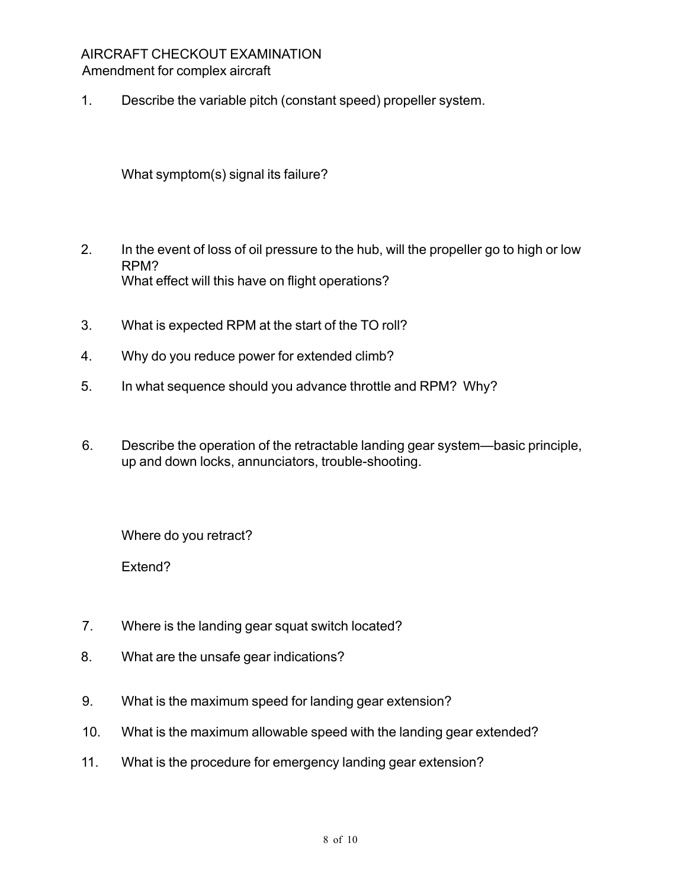AIRCRAFT CHECKOUT EXAMINATION
Amendment for complex aircraft

1. Describe the variable pitch (constant speed) propeller system.

   What symptom(s) signal its failure?

2. In the event of loss of oil pressure to the hub, will the propeller go to high or low RPM?
   What effect will this have on flight operations?

3. What is expected RPM at the start of the TO roll?

4. Why do you reduce power for extended climb?

5. In what sequence should you advance throttle and RPM? Why?

6. Describe the operation of the retractable landing gear system—basic principle, up and down locks, annunciators, trouble-shooting.

   Where do you retract?

   Extend?

7. Where is the landing gear squat switch located?

8. What are the unsafe gear indications?

9. What is the maximum speed for landing gear extension?

10. What is the maximum allowable speed with the landing gear extended?

11. What is the procedure for emergency landing gear extension?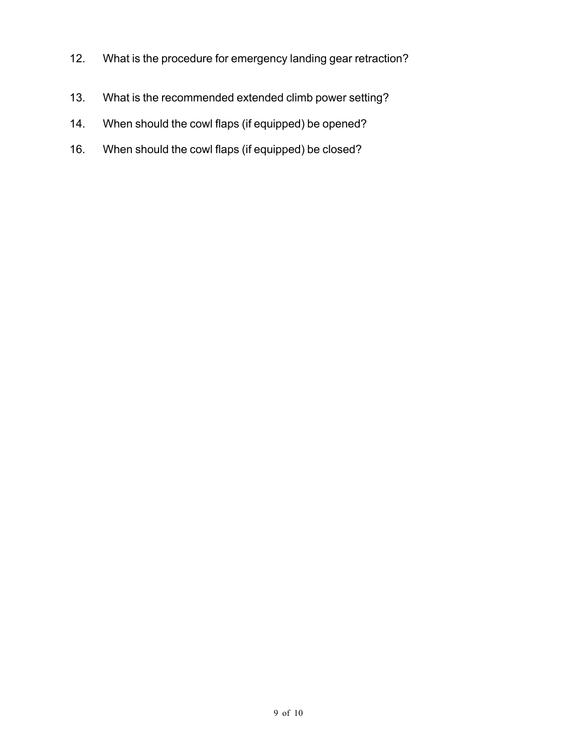12. What is the procedure for emergency landing gear retraction?

13. What is the recommended extended climb power setting?

14. When should the cowl flaps (if equipped) be opened?

16. When should the cowl flaps (if equipped) be closed?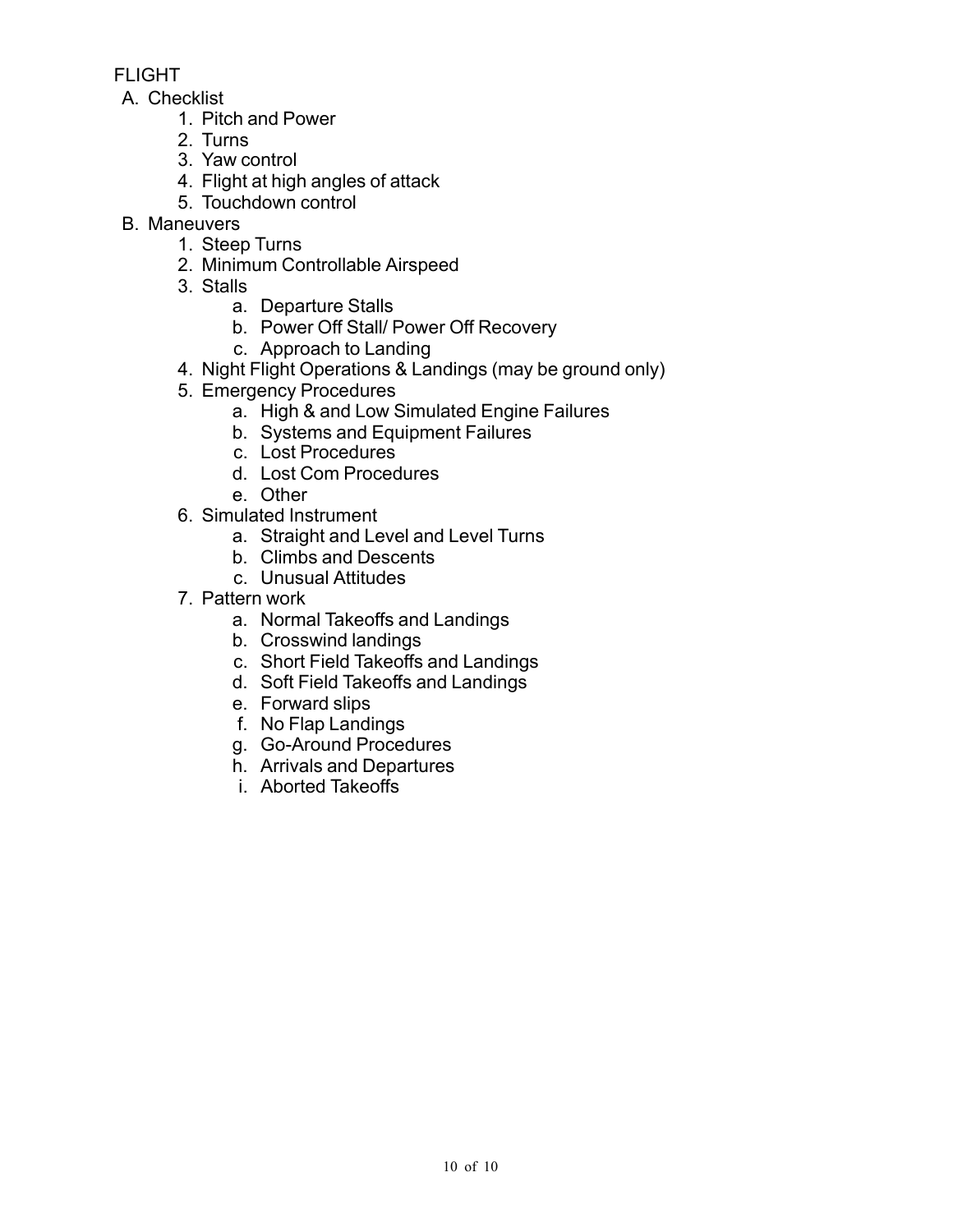FLIGHT

A. Checklist
   1. Pitch and Power
   2. Turns
   3. Yaw control
   4. Flight at high angles of attack
   5. Touchdown control

B. Maneuvers
   1. Steep Turns
   2. Minimum Controllable Airspeed
   3. Stalls
      a. Departure Stalls
      b. Power Off Stall/ Power Off Recovery
      c. Approach to Landing
   4. Night Flight Operations & Landings (may be ground only)
   5. Emergency Procedures
      a. High & and Low Simulated Engine Failures
      b. Systems and Equipment Failures
      c. Lost Procedures
      d. Lost Com Procedures
      e. Other
   6. Simulated Instrument
      a. Straight and Level and Level Turns
      b. Climbs and Descents
      c. Unusual Attitudes
   7. Pattern work
      a. Normal Takeoffs and Landings
      b. Crosswind landings
      c. Short Field Takeoffs and Landings
      d. Soft Field Takeoffs and Landings
      e. Forward slips
      f. No Flap Landings
      g. Go-Around Procedures
      h. Arrivals and Departures
      i. Aborted Takeoffs